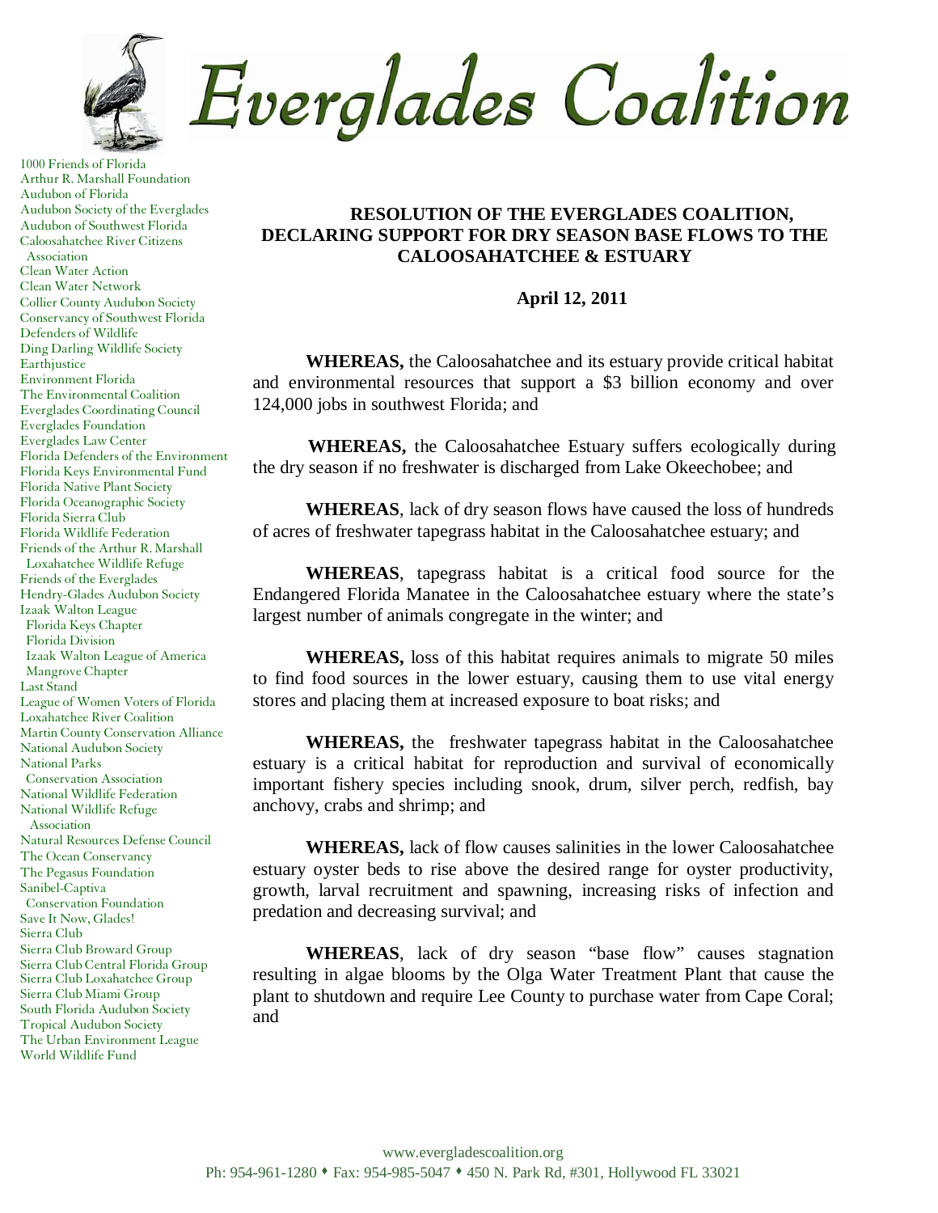# Everglades Coalition

1000 Friends of Florida
Arthur R. Marshall Foundation
Audubon of Florida
Audubon Society of the Everglades
Audubon of Southwest Florida
Caloosahatchee River Citizens Association
Clean Water Action
Clean Water Network
Collier County Audubon Society
Conservancy of Southwest Florida
Defenders of Wildlife
Ding Darling Wildlife Society
Earthjustice
Environment Florida
The Environmental Coalition
Everglades Coordinating Council
Everglades Foundation
Everglades Law Center
Florida Defenders of the Environment
Florida Keys Environmental Fund
Florida Native Plant Society
Florida Oceanographic Society
Florida Sierra Club
Florida Wildlife Federation
Friends of the Arthur R. Marshall Loxahatchee Wildlife Refuge
Friends of the Everglades
Hendry-Glades Audubon Society
Izaak Walton League
 Florida Keys Chapter
 Florida Division
 Izaak Walton League of America
 Mangrove Chapter
Last Stand
League of Women Voters of Florida
Loxahatchee River Coalition
Martin County Conservation Alliance
National Audubon Society
National Parks Conservation Association
National Wildlife Federation
National Wildlife Refuge Association
Natural Resources Defense Council
The Ocean Conservancy
The Pegasus Foundation
Sanibel-Captiva Conservation Foundation
Save It Now, Glades!
Sierra Club
Sierra Club Broward Group
Sierra Club Central Florida Group
Sierra Club Loxahatchee Group
Sierra Club Miami Group
South Florida Audubon Society
Tropical Audubon Society
The Urban Environment League
World Wildlife Fund

## RESOLUTION OF THE EVERGLADES COALITION, DECLARING SUPPORT FOR DRY SEASON BASE FLOWS TO THE CALOOSAHATCHEE & ESTUARY

**April 12, 2011**

**WHEREAS,** the Caloosahatchee and its estuary provide critical habitat and environmental resources that support a $3 billion economy and over 124,000 jobs in southwest Florida; and

**WHEREAS,** the Caloosahatchee Estuary suffers ecologically during the dry season if no freshwater is discharged from Lake Okeechobee; and

**WHEREAS**, lack of dry season flows have caused the loss of hundreds of acres of freshwater tapegrass habitat in the Caloosahatchee estuary; and

**WHEREAS**, tapegrass habitat is a critical food source for the Endangered Florida Manatee in the Caloosahatchee estuary where the state's largest number of animals congregate in the winter; and

**WHEREAS,** loss of this habitat requires animals to migrate 50 miles to find food sources in the lower estuary, causing them to use vital energy stores and placing them at increased exposure to boat risks; and

**WHEREAS,** the freshwater tapegrass habitat in the Caloosahatchee estuary is a critical habitat for reproduction and survival of economically important fishery species including snook, drum, silver perch, redfish, bay anchovy, crabs and shrimp; and

**WHEREAS,** lack of flow causes salinities in the lower Caloosahatchee estuary oyster beds to rise above the desired range for oyster productivity, growth, larval recruitment and spawning, increasing risks of infection and predation and decreasing survival; and

**WHEREAS**, lack of dry season "base flow" causes stagnation resulting in algae blooms by the Olga Water Treatment Plant that cause the plant to shutdown and require Lee County to purchase water from Cape Coral; and

www.evergladescoalition.org
Ph: 954-961-1280 ⬩ Fax: 954-985-5047 ⬩ 450 N. Park Rd, #301, Hollywood FL 33021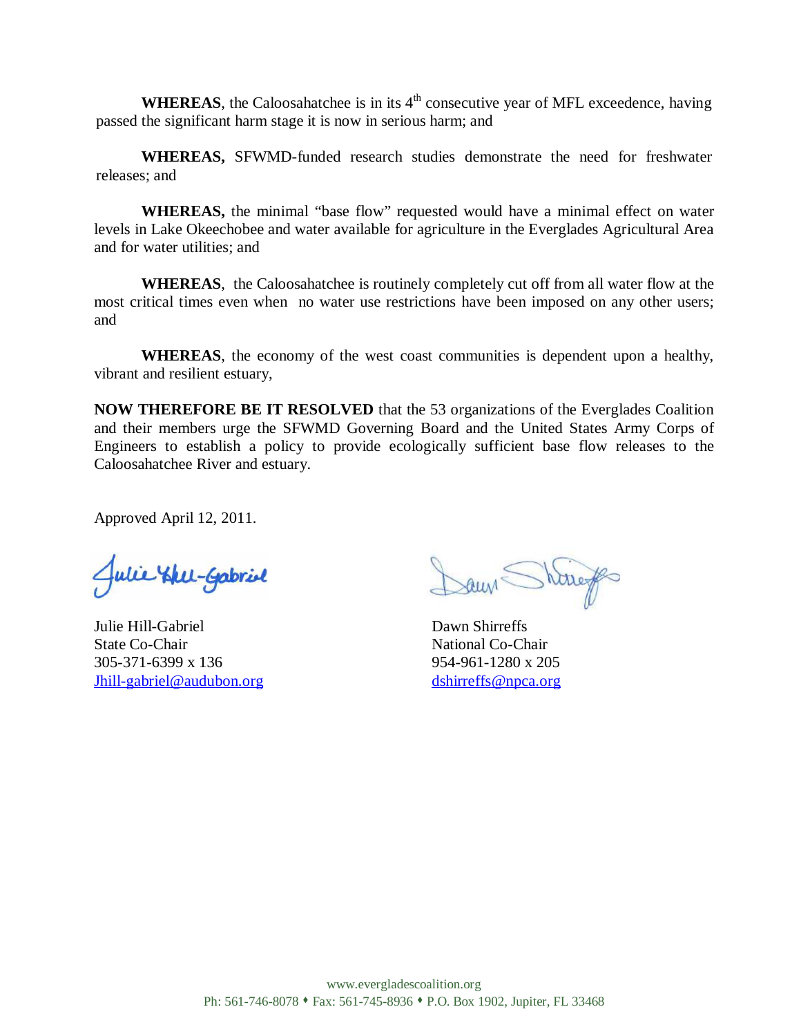**WHEREAS**, the Caloosahatchee is in its 4th consecutive year of MFL exceedence, having passed the significant harm stage it is now in serious harm; and

**WHEREAS,** SFWMD-funded research studies demonstrate the need for freshwater releases; and

**WHEREAS,** the minimal "base flow" requested would have a minimal effect on water levels in Lake Okeechobee and water available for agriculture in the Everglades Agricultural Area and for water utilities; and

**WHEREAS**, the Caloosahatchee is routinely completely cut off from all water flow at the most critical times even when no water use restrictions have been imposed on any other users; and

**WHEREAS**, the economy of the west coast communities is dependent upon a healthy, vibrant and resilient estuary,

**NOW THEREFORE BE IT RESOLVED** that the 53 organizations of the Everglades Coalition and their members urge the SFWMD Governing Board and the United States Army Corps of Engineers to establish a policy to provide ecologically sufficient base flow releases to the Caloosahatchee River and estuary.

Approved April 12, 2011.

Julie Hill-Gabriel
State Co-Chair
305-371-6399 x 136
Jhill-gabriel@audubon.org

Dawn Shirreffs
National Co-Chair
954-961-1280 x 205
dshirreffs@npca.org

www.evergladescoalition.org
Ph: 561-746-8078 ♦ Fax: 561-745-8936 ♦ P.O. Box 1902, Jupiter, FL 33468